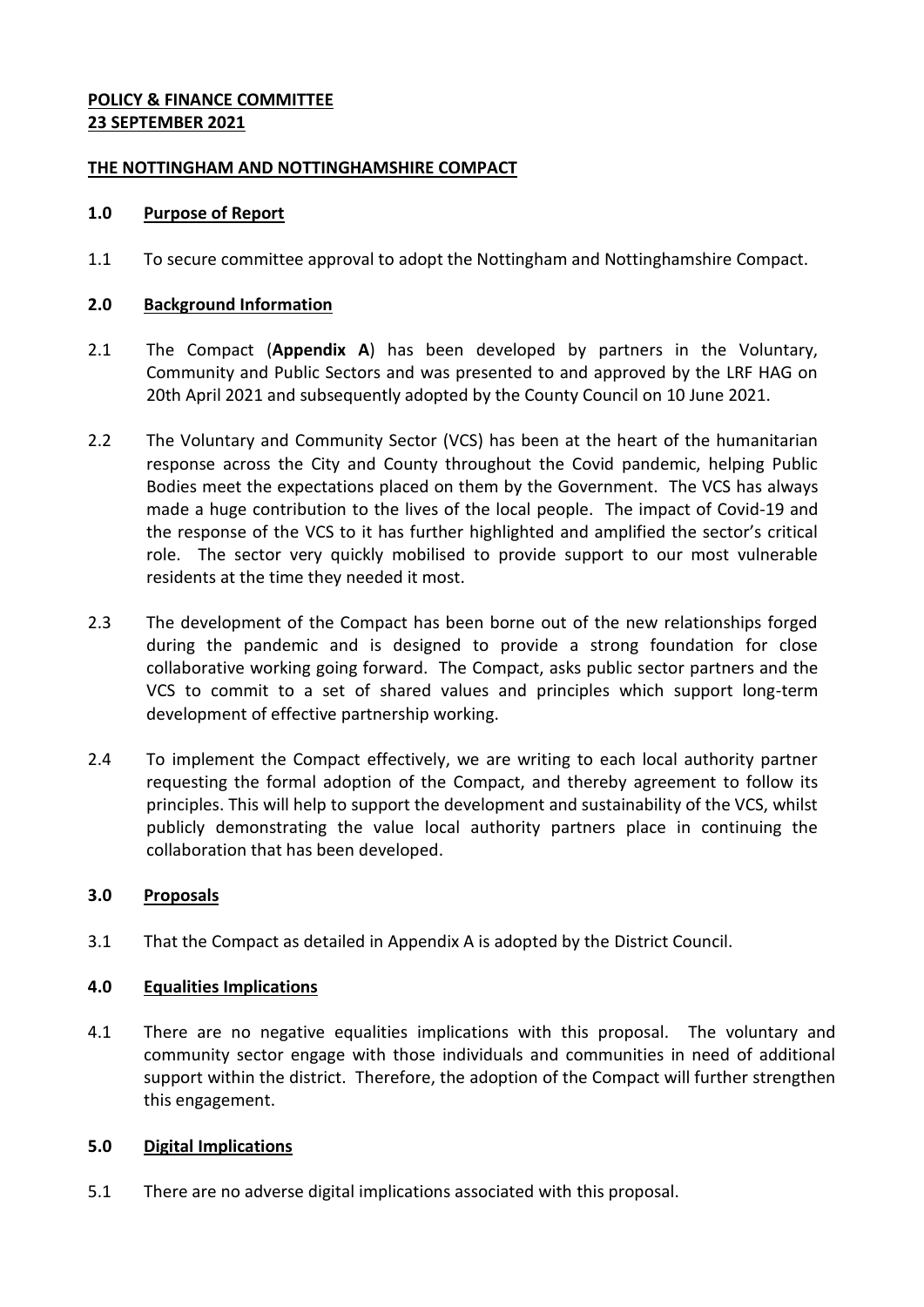**POLICY & FINANCE COMMITTEE**
**23 SEPTEMBER 2021**

**THE NOTTINGHAM AND NOTTINGHAMSHIRE COMPACT**

## 1.0 Purpose of Report

1.1 To secure committee approval to adopt the Nottingham and Nottinghamshire Compact.

## 2.0 Background Information

2.1 The Compact (**Appendix A**) has been developed by partners in the Voluntary, Community and Public Sectors and was presented to and approved by the LRF HAG on 20th April 2021 and subsequently adopted by the County Council on 10 June 2021.

2.2 The Voluntary and Community Sector (VCS) has been at the heart of the humanitarian response across the City and County throughout the Covid pandemic, helping Public Bodies meet the expectations placed on them by the Government. The VCS has always made a huge contribution to the lives of the local people. The impact of Covid-19 and the response of the VCS to it has further highlighted and amplified the sector's critical role. The sector very quickly mobilised to provide support to our most vulnerable residents at the time they needed it most.

2.3 The development of the Compact has been borne out of the new relationships forged during the pandemic and is designed to provide a strong foundation for close collaborative working going forward. The Compact, asks public sector partners and the VCS to commit to a set of shared values and principles which support long-term development of effective partnership working.

2.4 To implement the Compact effectively, we are writing to each local authority partner requesting the formal adoption of the Compact, and thereby agreement to follow its principles. This will help to support the development and sustainability of the VCS, whilst publicly demonstrating the value local authority partners place in continuing the collaboration that has been developed.

## 3.0 Proposals

3.1 That the Compact as detailed in Appendix A is adopted by the District Council.

## 4.0 Equalities Implications

4.1 There are no negative equalities implications with this proposal. The voluntary and community sector engage with those individuals and communities in need of additional support within the district. Therefore, the adoption of the Compact will further strengthen this engagement.

## 5.0 Digital Implications

5.1 There are no adverse digital implications associated with this proposal.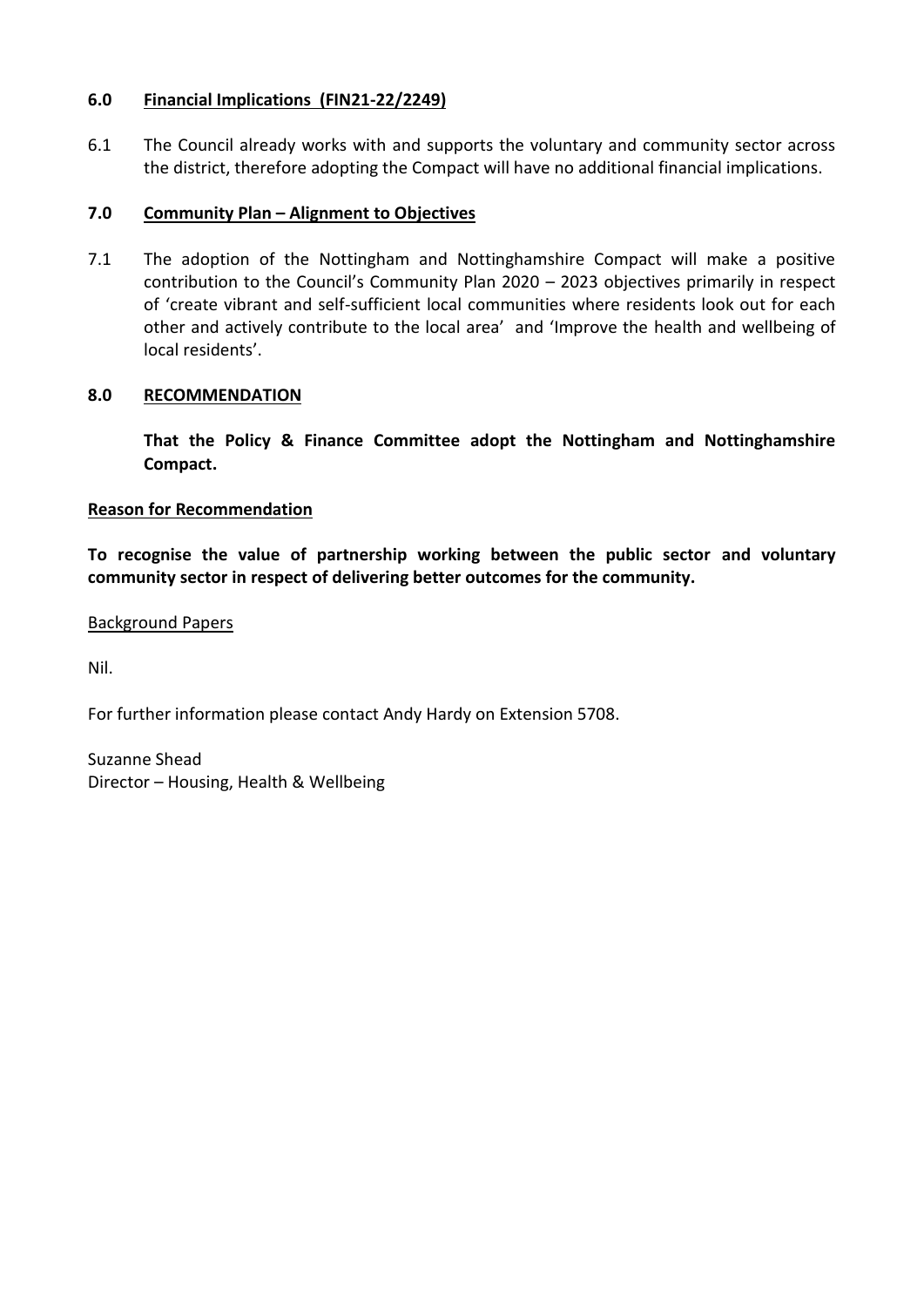## 6.0 Financial Implications (FIN21-22/2249)

6.1 The Council already works with and supports the voluntary and community sector across the district, therefore adopting the Compact will have no additional financial implications.

## 7.0 Community Plan – Alignment to Objectives

7.1 The adoption of the Nottingham and Nottinghamshire Compact will make a positive contribution to the Council's Community Plan 2020 – 2023 objectives primarily in respect of 'create vibrant and self-sufficient local communities where residents look out for each other and actively contribute to the local area' and 'Improve the health and wellbeing of local residents'.

## 8.0 RECOMMENDATION

**That the Policy & Finance Committee adopt the Nottingham and Nottinghamshire Compact.**

**Reason for Recommendation**

**To recognise the value of partnership working between the public sector and voluntary community sector in respect of delivering better outcomes for the community.**

Background Papers

Nil.

For further information please contact Andy Hardy on Extension 5708.

Suzanne Shead
Director – Housing, Health & Wellbeing